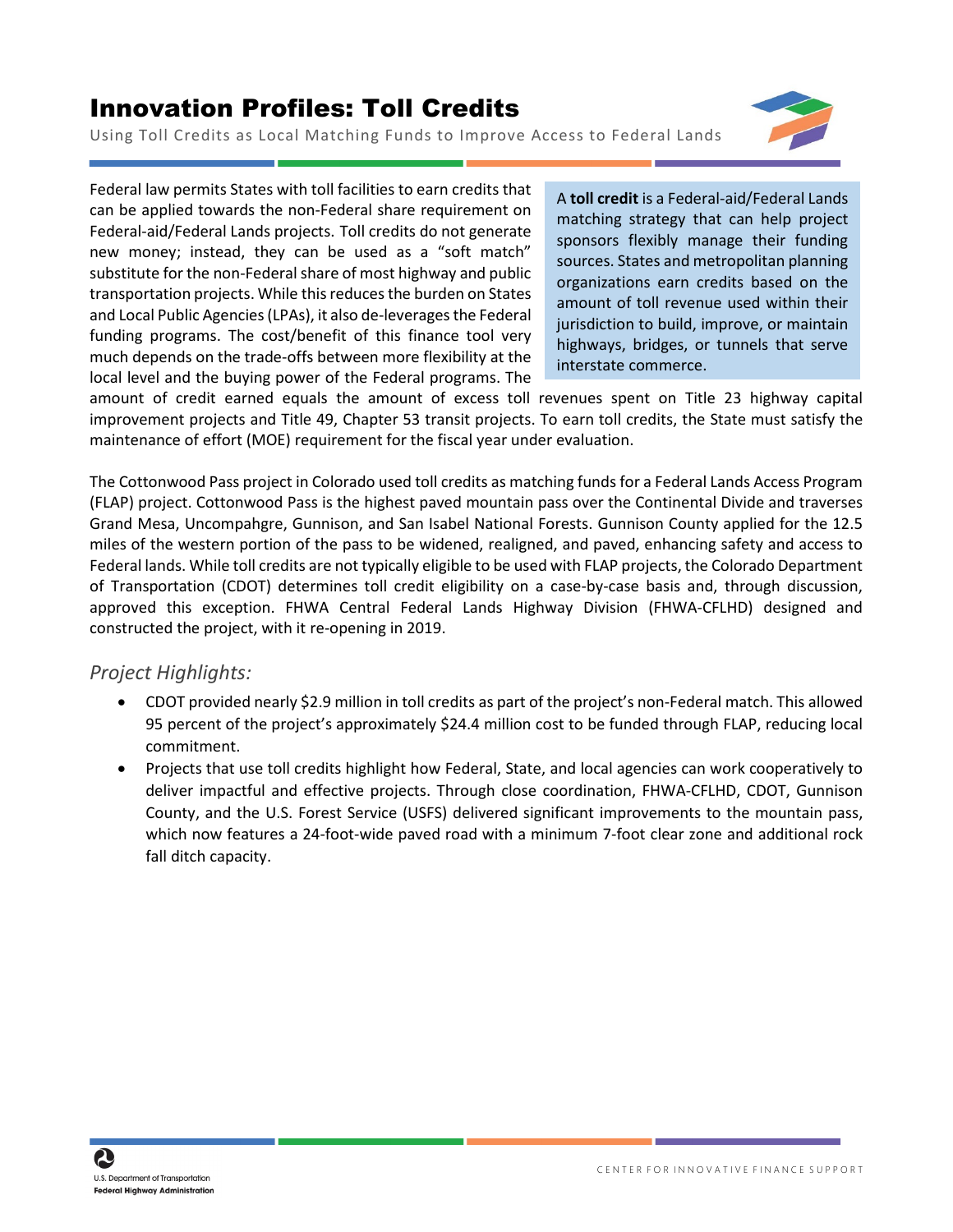# Innovation Profiles: Toll Credits

Using Toll Credits as Local Matching Funds to Improve Access to Federal Lands

> A **toll credit** is a Federal-aid/Federal Lands matching strategy that can help project sponsors flexibly manage their funding sources. States and metropolitan planning organizations earn credits based on the amount of toll revenue used within their jurisdiction to build, improve, or maintain highways, bridges, or tunnels that serve interstate commerce.

Federal law permits States with toll facilities to earn credits that can be applied towards the non-Federal share requirement on Federal-aid/Federal Lands projects. Toll credits do not generate new money; instead, they can be used as a "soft match" substitute for the non-Federal share of most highway and public transportation projects. While this reduces the burden on States and Local Public Agencies (LPAs), it also de-leverages the Federal funding programs. The cost/benefit of this finance tool very much depends on the trade-offs between more flexibility at the local level and the buying power of the Federal programs. The amount of credit earned equals the amount of excess toll revenues spent on Title 23 highway capital improvement projects and Title 49, Chapter 53 transit projects. To earn toll credits, the State must satisfy the maintenance of effort (MOE) requirement for the fiscal year under evaluation.

The Cottonwood Pass project in Colorado used toll credits as matching funds for a Federal Lands Access Program (FLAP) project. Cottonwood Pass is the highest paved mountain pass over the Continental Divide and traverses Grand Mesa, Uncompahgre, Gunnison, and San Isabel National Forests. Gunnison County applied for the 12.5 miles of the western portion of the pass to be widened, realigned, and paved, enhancing safety and access to Federal lands. While toll credits are not typically eligible to be used with FLAP projects, the Colorado Department of Transportation (CDOT) determines toll credit eligibility on a case-by-case basis and, through discussion, approved this exception. FHWA Central Federal Lands Highway Division (FHWA-CFLHD) designed and constructed the project, with it re-opening in 2019.

## *Project Highlights:*

- CDOT provided nearly $2.9 million in toll credits as part of the project's non-Federal match. This allowed 95 percent of the project's approximately $24.4 million cost to be funded through FLAP, reducing local commitment.
- Projects that use toll credits highlight how Federal, State, and local agencies can work cooperatively to deliver impactful and effective projects. Through close coordination, FHWA-CFLHD, CDOT, Gunnison County, and the U.S. Forest Service (USFS) delivered significant improvements to the mountain pass, which now features a 24-foot-wide paved road with a minimum 7-foot clear zone and additional rock fall ditch capacity.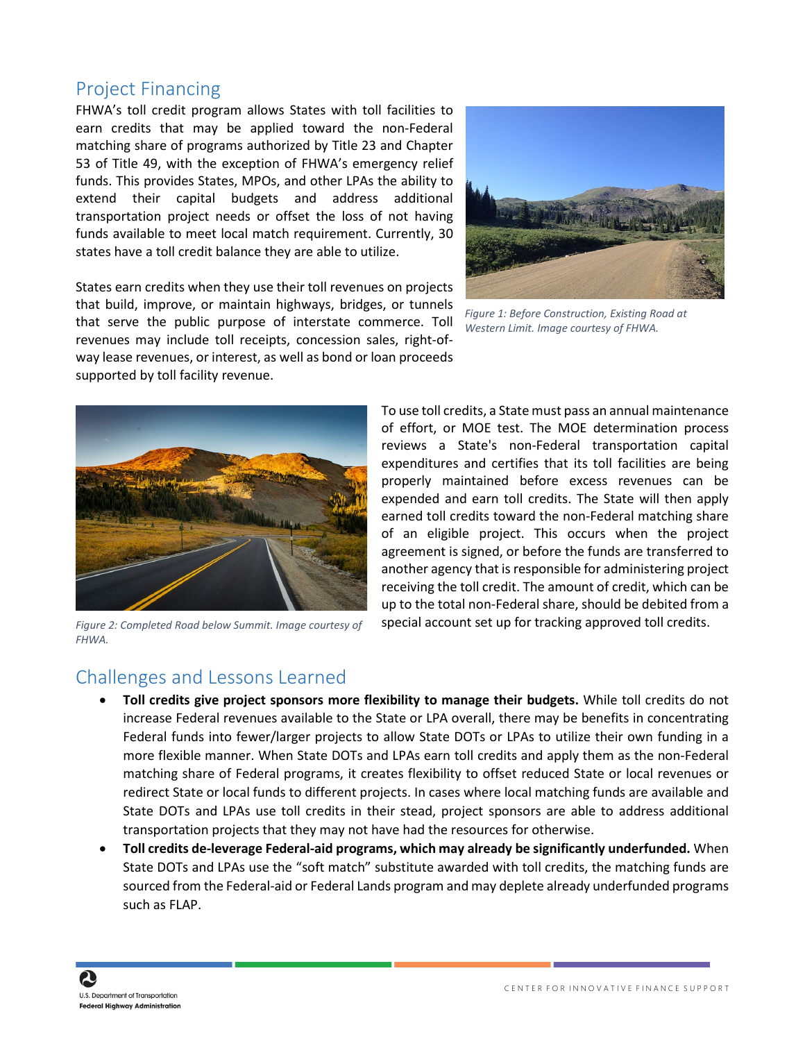## Project Financing

FHWA's toll credit program allows States with toll facilities to earn credits that may be applied toward the non-Federal matching share of programs authorized by Title 23 and Chapter 53 of Title 49, with the exception of FHWA's emergency relief funds. This provides States, MPOs, and other LPAs the ability to extend their capital budgets and address additional transportation project needs or offset the loss of not having funds available to meet local match requirement. Currently, 30 states have a toll credit balance they are able to utilize.

*Figure 1: Before Construction, Existing Road at Western Limit. Image courtesy of FHWA.*

States earn credits when they use their toll revenues on projects that build, improve, or maintain highways, bridges, or tunnels that serve the public purpose of interstate commerce. Toll revenues may include toll receipts, concession sales, right-of-way lease revenues, or interest, as well as bond or loan proceeds supported by toll facility revenue.

*Figure 2: Completed Road below Summit. Image courtesy of FHWA.*

To use toll credits, a State must pass an annual maintenance of effort, or MOE test. The MOE determination process reviews a State's non-Federal transportation capital expenditures and certifies that its toll facilities are being properly maintained before excess revenues can be expended and earn toll credits. The State will then apply earned toll credits toward the non-Federal matching share of an eligible project. This occurs when the project agreement is signed, or before the funds are transferred to another agency that is responsible for administering project receiving the toll credit. The amount of credit, which can be up to the total non-Federal share, should be debited from a special account set up for tracking approved toll credits.

## Challenges and Lessons Learned

- **Toll credits give project sponsors more flexibility to manage their budgets.** While toll credits do not increase Federal revenues available to the State or LPA overall, there may be benefits in concentrating Federal funds into fewer/larger projects to allow State DOTs or LPAs to utilize their own funding in a more flexible manner. When State DOTs and LPAs earn toll credits and apply them as the non-Federal matching share of Federal programs, it creates flexibility to offset reduced State or local revenues or redirect State or local funds to different projects. In cases where local matching funds are available and State DOTs and LPAs use toll credits in their stead, project sponsors are able to address additional transportation projects that they may not have had the resources for otherwise.
- **Toll credits de-leverage Federal-aid programs, which may already be significantly underfunded.** When State DOTs and LPAs use the "soft match" substitute awarded with toll credits, the matching funds are sourced from the Federal-aid or Federal Lands program and may deplete already underfunded programs such as FLAP.